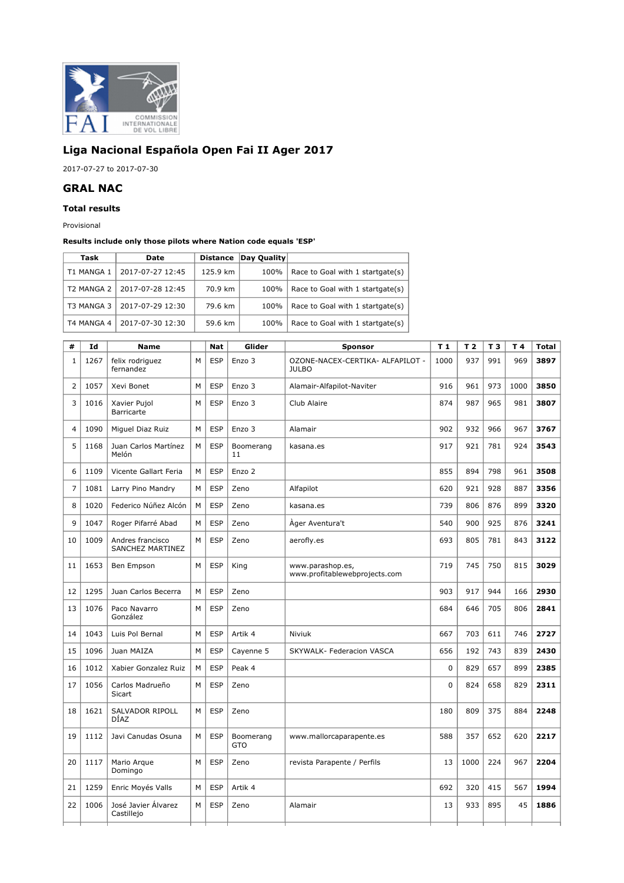## Liga Nacional Española Open Fai II Ager 2017

2017-07-27 to 2017-07-30

## GRAL NAC

### Total results

Provisional

**Results include only those pilots where Nation code equals 'ESP'**

| Task | Date | Distance | Day Quality | |
|---|---|---|---|---|
| T1 MANGA 1 | 2017-07-27 12:45 | 125.9 km | 100% | Race to Goal with 1 startgate(s) |
| T2 MANGA 2 | 2017-07-28 12:45 | 70.9 km | 100% | Race to Goal with 1 startgate(s) |
| T3 MANGA 3 | 2017-07-29 12:30 | 79.6 km | 100% | Race to Goal with 1 startgate(s) |
| T4 MANGA 4 | 2017-07-30 12:30 | 59.6 km | 100% | Race to Goal with 1 startgate(s) |

| # | Id | Name | | Nat | Glider | Sponsor | T 1 | T 2 | T 3 | T 4 | Total |
|---|---|---|---|---|---|---|---|---|---|---|---|
| 1 | 1267 | felix rodriguez fernandez | M | ESP | Enzo 3 | OZONE-NACEX-CERTIKA- ALFAPILOT - JULBO | 1000 | 937 | 991 | 969 | **3897** |
| 2 | 1057 | Xevi Bonet | M | ESP | Enzo 3 | Alamair-Alfapilot-Naviter | 916 | 961 | 973 | 1000 | **3850** |
| 3 | 1016 | Xavier Pujol Barricarte | M | ESP | Enzo 3 | Club Alaire | 874 | 987 | 965 | 981 | **3807** |
| 4 | 1090 | Miguel Diaz Ruiz | M | ESP | Enzo 3 | Alamair | 902 | 932 | 966 | 967 | **3767** |
| 5 | 1168 | Juan Carlos Martínez Melón | M | ESP | Boomerang 11 | kasana.es | 917 | 921 | 781 | 924 | **3543** |
| 6 | 1109 | Vicente Gallart Feria | M | ESP | Enzo 2 | | 855 | 894 | 798 | 961 | **3508** |
| 7 | 1081 | Larry Pino Mandry | M | ESP | Zeno | Alfapilot | 620 | 921 | 928 | 887 | **3356** |
| 8 | 1020 | Federico Núñez Alcón | M | ESP | Zeno | kasana.es | 739 | 806 | 876 | 899 | **3320** |
| 9 | 1047 | Roger Pifarré Abad | M | ESP | Zeno | Àger Aventura't | 540 | 900 | 925 | 876 | **3241** |
| 10 | 1009 | Andres francisco SANCHEZ MARTINEZ | M | ESP | Zeno | aerofly.es | 693 | 805 | 781 | 843 | **3122** |
| 11 | 1653 | Ben Empson | M | ESP | King | www.parashop.es, www.profitablewebprojects.com | 719 | 745 | 750 | 815 | **3029** |
| 12 | 1295 | Juan Carlos Becerra | M | ESP | Zeno | | 903 | 917 | 944 | 166 | **2930** |
| 13 | 1076 | Paco Navarro González | M | ESP | Zeno | | 684 | 646 | 705 | 806 | **2841** |
| 14 | 1043 | Luis Pol Bernal | M | ESP | Artik 4 | Niviuk | 667 | 703 | 611 | 746 | **2727** |
| 15 | 1096 | Juan MAIZA | M | ESP | Cayenne 5 | SKYWALK- Federacion VASCA | 656 | 192 | 743 | 839 | **2430** |
| 16 | 1012 | Xabier Gonzalez Ruiz | M | ESP | Peak 4 | | 0 | 829 | 657 | 899 | **2385** |
| 17 | 1056 | Carlos Madrueño Sicart | M | ESP | Zeno | | 0 | 824 | 658 | 829 | **2311** |
| 18 | 1621 | SALVADOR RIPOLL DÍAZ | M | ESP | Zeno | | 180 | 809 | 375 | 884 | **2248** |
| 19 | 1112 | Javi Canudas Osuna | M | ESP | Boomerang GTO | www.mallorcaparapente.es | 588 | 357 | 652 | 620 | **2217** |
| 20 | 1117 | Mario Arque Domingo | M | ESP | Zeno | revista Parapente / Perfils | 13 | 1000 | 224 | 967 | **2204** |
| 21 | 1259 | Enric Moyés Valls | M | ESP | Artik 4 | | 692 | 320 | 415 | 567 | **1994** |
| 22 | 1006 | José Javier Álvarez Castillejo | M | ESP | Zeno | Alamair | 13 | 933 | 895 | 45 | **1886** |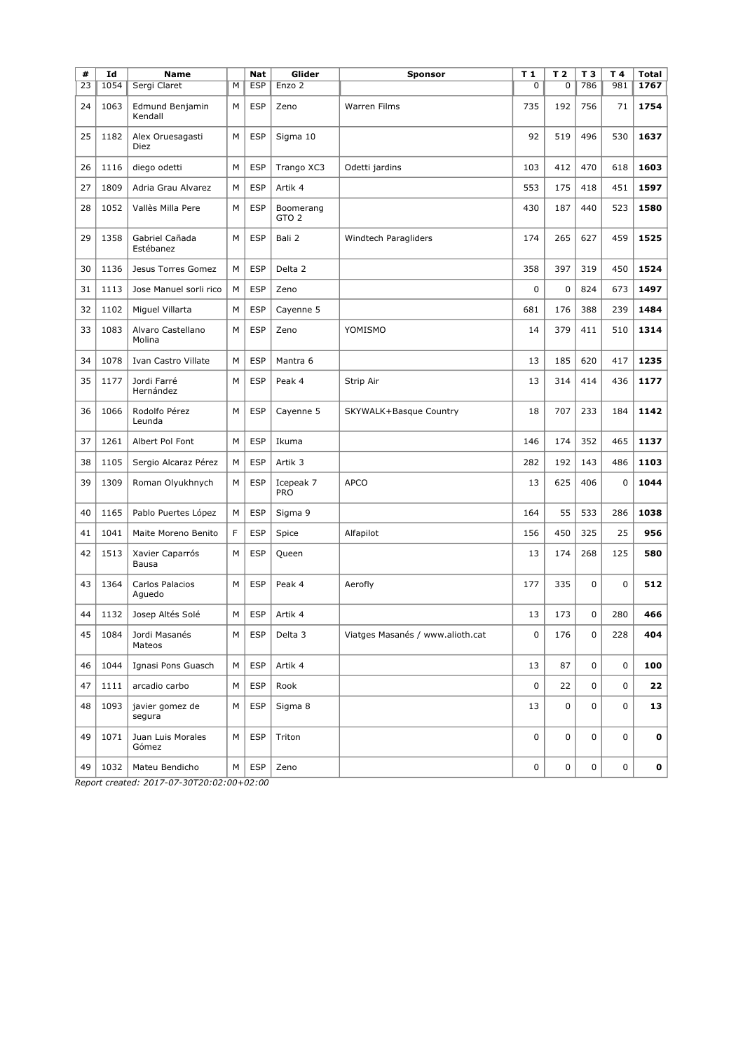| # | Id | Name | | Nat | Glider | Sponsor | T 1 | T 2 | T 3 | T 4 | Total |
|---|---|---|---|---|---|---|---|---|---|---|---|
| 23 | 1054 | Sergi Claret | M | ESP | Enzo 2 | | 0 | 0 | 786 | 981 | **1767** |
| 24 | 1063 | Edmund Benjamin Kendall | M | ESP | Zeno | Warren Films | 735 | 192 | 756 | 71 | **1754** |
| 25 | 1182 | Alex Oruesagasti Diez | M | ESP | Sigma 10 | | 92 | 519 | 496 | 530 | **1637** |
| 26 | 1116 | diego odetti | M | ESP | Trango XC3 | Odetti jardins | 103 | 412 | 470 | 618 | **1603** |
| 27 | 1809 | Adria Grau Alvarez | M | ESP | Artik 4 | | 553 | 175 | 418 | 451 | **1597** |
| 28 | 1052 | Vallès Milla Pere | M | ESP | Boomerang GTO 2 | | 430 | 187 | 440 | 523 | **1580** |
| 29 | 1358 | Gabriel Cañada Estébanez | M | ESP | Bali 2 | Windtech Paragliders | 174 | 265 | 627 | 459 | **1525** |
| 30 | 1136 | Jesus Torres Gomez | M | ESP | Delta 2 | | 358 | 397 | 319 | 450 | **1524** |
| 31 | 1113 | Jose Manuel sorli rico | M | ESP | Zeno | | 0 | 0 | 824 | 673 | **1497** |
| 32 | 1102 | Miguel Villarta | M | ESP | Cayenne 5 | | 681 | 176 | 388 | 239 | **1484** |
| 33 | 1083 | Alvaro Castellano Molina | M | ESP | Zeno | YOMISMO | 14 | 379 | 411 | 510 | **1314** |
| 34 | 1078 | Ivan Castro Villate | M | ESP | Mantra 6 | | 13 | 185 | 620 | 417 | **1235** |
| 35 | 1177 | Jordi Farré Hernández | M | ESP | Peak 4 | Strip Air | 13 | 314 | 414 | 436 | **1177** |
| 36 | 1066 | Rodolfo Pérez Leunda | M | ESP | Cayenne 5 | SKYWALK+Basque Country | 18 | 707 | 233 | 184 | **1142** |
| 37 | 1261 | Albert Pol Font | M | ESP | Ikuma | | 146 | 174 | 352 | 465 | **1137** |
| 38 | 1105 | Sergio Alcaraz Pérez | M | ESP | Artik 3 | | 282 | 192 | 143 | 486 | **1103** |
| 39 | 1309 | Roman Olyukhnych | M | ESP | Icepeak 7 PRO | APCO | 13 | 625 | 406 | 0 | **1044** |
| 40 | 1165 | Pablo Puertes López | M | ESP | Sigma 9 | | 164 | 55 | 533 | 286 | **1038** |
| 41 | 1041 | Maite Moreno Benito | F | ESP | Spice | Alfapilot | 156 | 450 | 325 | 25 | **956** |
| 42 | 1513 | Xavier Caparrós Bausa | M | ESP | Queen | | 13 | 174 | 268 | 125 | **580** |
| 43 | 1364 | Carlos Palacios Aguedo | M | ESP | Peak 4 | Aerofly | 177 | 335 | 0 | 0 | **512** |
| 44 | 1132 | Josep Altés Solé | M | ESP | Artik 4 | | 13 | 173 | 0 | 280 | **466** |
| 45 | 1084 | Jordi Masanés Mateos | M | ESP | Delta 3 | Viatges Masanés / www.alioth.cat | 0 | 176 | 0 | 228 | **404** |
| 46 | 1044 | Ignasi Pons Guasch | M | ESP | Artik 4 | | 13 | 87 | 0 | 0 | **100** |
| 47 | 1111 | arcadio carbo | M | ESP | Rook | | 0 | 22 | 0 | 0 | **22** |
| 48 | 1093 | javier gomez de segura | M | ESP | Sigma 8 | | 13 | 0 | 0 | 0 | **13** |
| 49 | 1071 | Juan Luis Morales Gómez | M | ESP | Triton | | 0 | 0 | 0 | 0 | **0** |
| 49 | 1032 | Mateu Bendicho | M | ESP | Zeno | | 0 | 0 | 0 | 0 | **0** |

*Report created: 2017-07-30T20:02:00+02:00*